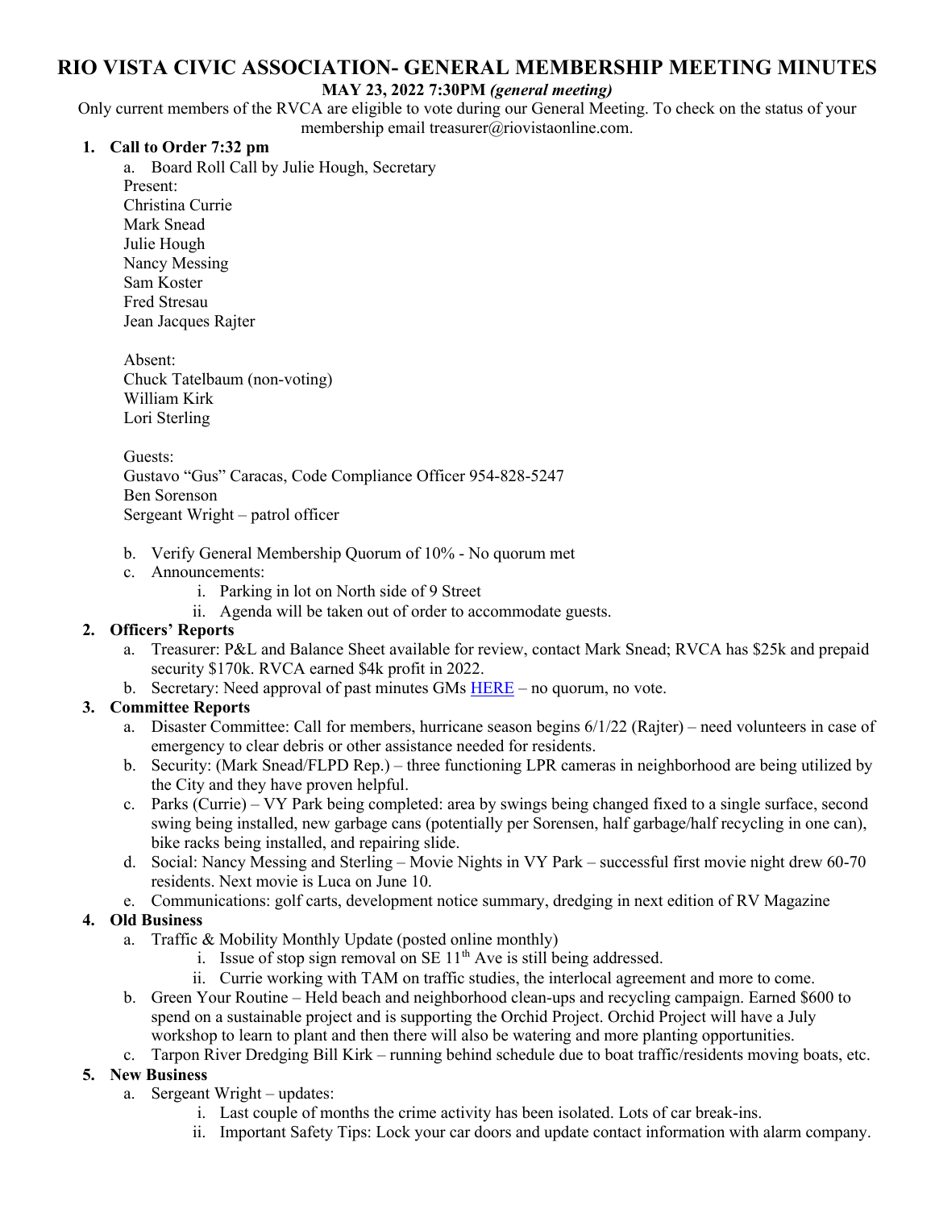# RIO VISTA CIVIC ASSOCIATION- GENERAL MEMBERSHIP MEETING MINUTES

**MAY 23, 2022 7:30PM *(general meeting)***

Only current members of the RVCA are eligible to vote during our General Meeting. To check on the status of your membership email treasurer@riovistaonline.com.

1. **Call to Order 7:32 pm**
   a. Board Roll Call by Julie Hough, Secretary

   Present:
   Christina Currie
   Mark Snead
   Julie Hough
   Nancy Messing
   Sam Koster
   Fred Stresau
   Jean Jacques Rajter

   Absent:
   Chuck Tatelbaum (non-voting)
   William Kirk
   Lori Sterling

   Guests:
   Gustavo "Gus" Caracas, Code Compliance Officer 954-828-5247
   Ben Sorenson
   Sergeant Wright – patrol officer

   b. Verify General Membership Quorum of 10% - No quorum met
   c. Announcements:
      i. Parking in lot on North side of 9 Street
      ii. Agenda will be taken out of order to accommodate guests.

2. **Officers' Reports**
   a. Treasurer: P&L and Balance Sheet available for review, contact Mark Snead; RVCA has $25k and prepaid security $170k. RVCA earned $4k profit in 2022.
   b. Secretary: Need approval of past minutes GMs HERE – no quorum, no vote.

3. **Committee Reports**
   a. Disaster Committee: Call for members, hurricane season begins 6/1/22 (Rajter) – need volunteers in case of emergency to clear debris or other assistance needed for residents.
   b. Security: (Mark Snead/FLPD Rep.) – three functioning LPR cameras in neighborhood are being utilized by the City and they have proven helpful.
   c. Parks (Currie) – VY Park being completed: area by swings being changed fixed to a single surface, second swing being installed, new garbage cans (potentially per Sorensen, half garbage/half recycling in one can), bike racks being installed, and repairing slide.
   d. Social: Nancy Messing and Sterling – Movie Nights in VY Park – successful first movie night drew 60-70 residents. Next movie is Luca on June 10.
   e. Communications: golf carts, development notice summary, dredging in next edition of RV Magazine

4. **Old Business**
   a. Traffic & Mobility Monthly Update (posted online monthly)
      i. Issue of stop sign removal on SE 11th Ave is still being addressed.
      ii. Currie working with TAM on traffic studies, the interlocal agreement and more to come.
   b. Green Your Routine – Held beach and neighborhood clean-ups and recycling campaign. Earned $600 to spend on a sustainable project and is supporting the Orchid Project. Orchid Project will have a July workshop to learn to plant and then there will also be watering and more planting opportunities.
   c. Tarpon River Dredging Bill Kirk – running behind schedule due to boat traffic/residents moving boats, etc.

5. **New Business**
   a. Sergeant Wright – updates:
      i. Last couple of months the crime activity has been isolated. Lots of car break-ins.
      ii. Important Safety Tips: Lock your car doors and update contact information with alarm company.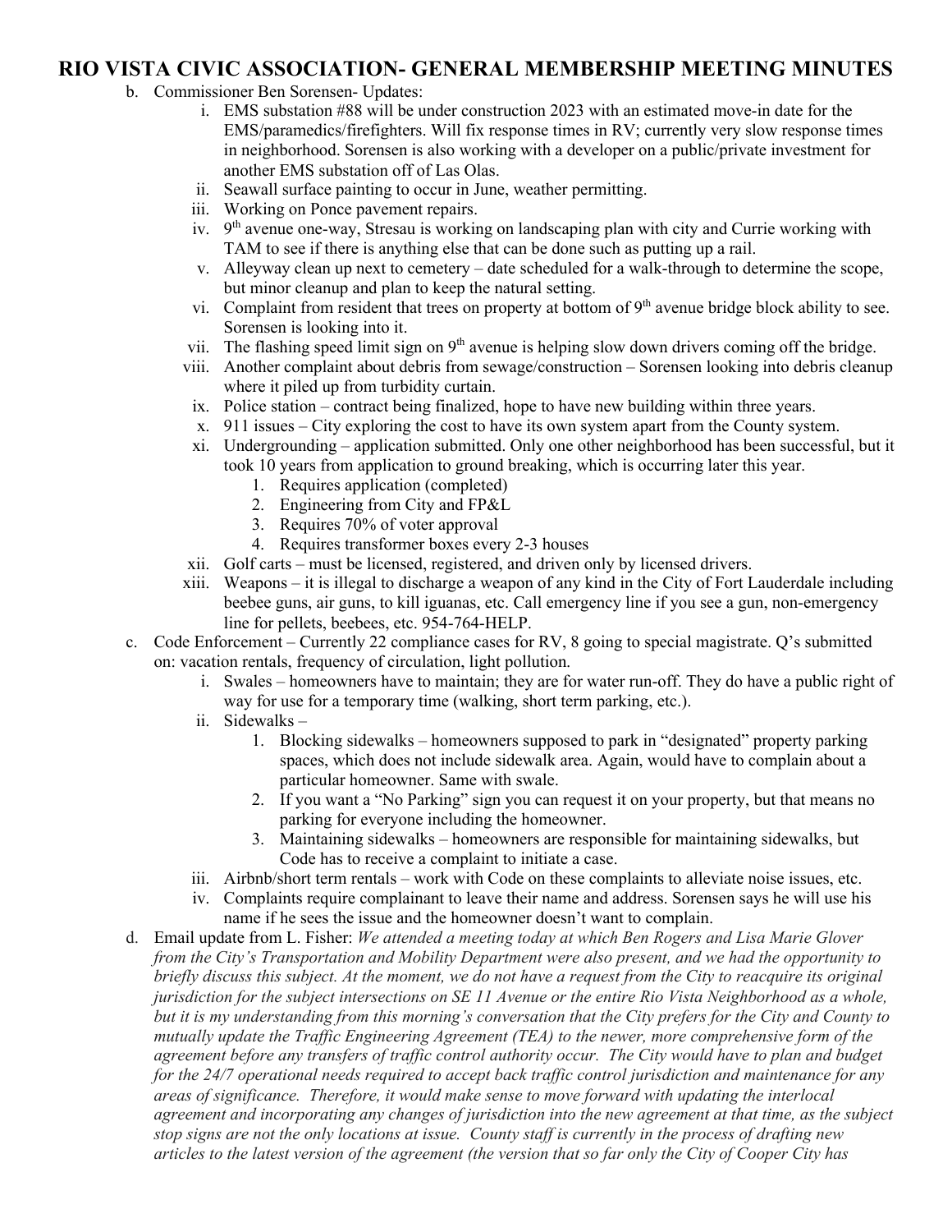# RIO VISTA CIVIC ASSOCIATION- GENERAL MEMBERSHIP MEETING MINUTES

b. Commissioner Ben Sorensen- Updates:

  i. EMS substation #88 will be under construction 2023 with an estimated move-in date for the EMS/paramedics/firefighters. Will fix response times in RV; currently very slow response times in neighborhood. Sorensen is also working with a developer on a public/private investment for another EMS substation off of Las Olas.

  ii. Seawall surface painting to occur in June, weather permitting.

  iii. Working on Ponce pavement repairs.

  iv. 9th avenue one-way, Stresau is working on landscaping plan with city and Currie working with TAM to see if there is anything else that can be done such as putting up a rail.

  v. Alleyway clean up next to cemetery – date scheduled for a walk-through to determine the scope, but minor cleanup and plan to keep the natural setting.

  vi. Complaint from resident that trees on property at bottom of 9th avenue bridge block ability to see. Sorensen is looking into it.

  vii. The flashing speed limit sign on 9th avenue is helping slow down drivers coming off the bridge.

  viii. Another complaint about debris from sewage/construction – Sorensen looking into debris cleanup where it piled up from turbidity curtain.

  ix. Police station – contract being finalized, hope to have new building within three years.

  x. 911 issues – City exploring the cost to have its own system apart from the County system.

  xi. Undergrounding – application submitted. Only one other neighborhood has been successful, but it took 10 years from application to ground breaking, which is occurring later this year.

    1. Requires application (completed)
    2. Engineering from City and FP&L
    3. Requires 70% of voter approval
    4. Requires transformer boxes every 2-3 houses

  xii. Golf carts – must be licensed, registered, and driven only by licensed drivers.

  xiii. Weapons – it is illegal to discharge a weapon of any kind in the City of Fort Lauderdale including beebee guns, air guns, to kill iguanas, etc. Call emergency line if you see a gun, non-emergency line for pellets, beebees, etc. 954-764-HELP.

c. Code Enforcement – Currently 22 compliance cases for RV, 8 going to special magistrate. Q's submitted on: vacation rentals, frequency of circulation, light pollution.

  i. Swales – homeowners have to maintain; they are for water run-off. They do have a public right of way for use for a temporary time (walking, short term parking, etc.).

  ii. Sidewalks –

    1. Blocking sidewalks – homeowners supposed to park in "designated" property parking spaces, which does not include sidewalk area. Again, would have to complain about a particular homeowner. Same with swale.
    2. If you want a "No Parking" sign you can request it on your property, but that means no parking for everyone including the homeowner.
    3. Maintaining sidewalks – homeowners are responsible for maintaining sidewalks, but Code has to receive a complaint to initiate a case.

  iii. Airbnb/short term rentals – work with Code on these complaints to alleviate noise issues, etc.

  iv. Complaints require complainant to leave their name and address. Sorensen says he will use his name if he sees the issue and the homeowner doesn't want to complain.

d. Email update from L. Fisher: *We attended a meeting today at which Ben Rogers and Lisa Marie Glover from the City's Transportation and Mobility Department were also present, and we had the opportunity to briefly discuss this subject. At the moment, we do not have a request from the City to reacquire its original jurisdiction for the subject intersections on SE 11 Avenue or the entire Rio Vista Neighborhood as a whole, but it is my understanding from this morning's conversation that the City prefers for the City and County to mutually update the Traffic Engineering Agreement (TEA) to the newer, more comprehensive form of the agreement before any transfers of traffic control authority occur. The City would have to plan and budget for the 24/7 operational needs required to accept back traffic control jurisdiction and maintenance for any areas of significance. Therefore, it would make sense to move forward with updating the interlocal agreement and incorporating any changes of jurisdiction into the new agreement at that time, as the subject stop signs are not the only locations at issue. County staff is currently in the process of drafting new articles to the latest version of the agreement (the version that so far only the City of Cooper City has*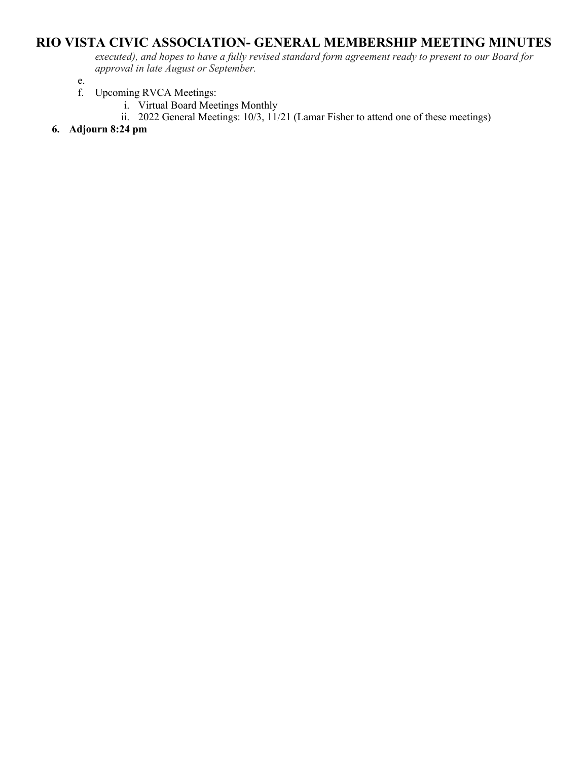*executed), and hopes to have a fully revised standard form agreement ready to present to our Board for approval in late August or September.*

e.

f. Upcoming RVCA Meetings:
   i. Virtual Board Meetings Monthly
   ii. 2022 General Meetings: 10/3, 11/21 (Lamar Fisher to attend one of these meetings)

**6. Adjourn 8:24 pm**